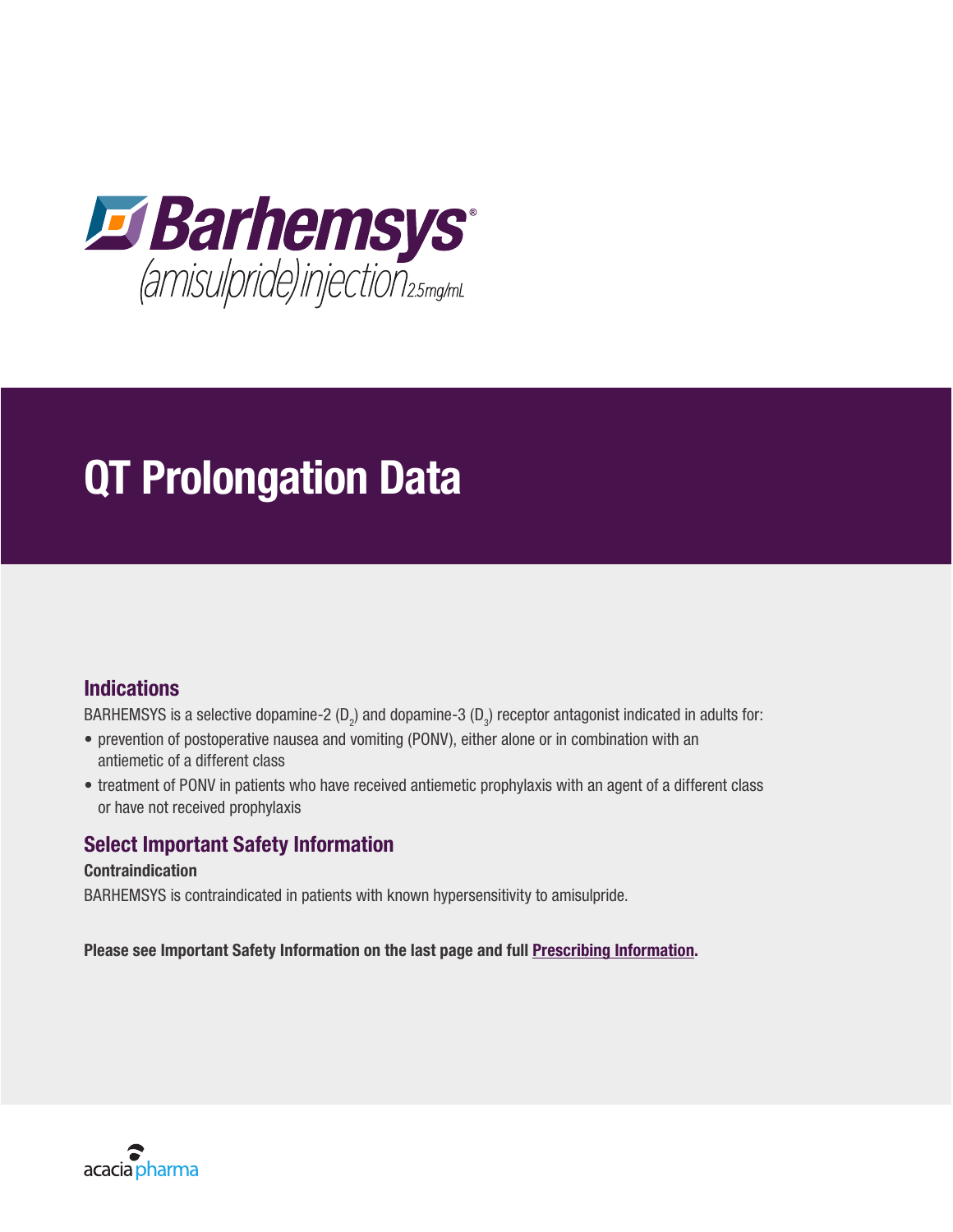**Barhemsys®**
(amisulpride) injection 2.5 mg/mL

# QT Prolongation Data

## Indications

BARHEMSYS is a selective dopamine-2 ($D_2$) and dopamine-3 ($D_3$) receptor antagonist indicated in adults for:

- prevention of postoperative nausea and vomiting (PONV), either alone or in combination with an antiemetic of a different class
- treatment of PONV in patients who have received antiemetic prophylaxis with an agent of a different class or have not received prophylaxis

## Select Important Safety Information

**Contraindication**

BARHEMSYS is contraindicated in patients with known hypersensitivity to amisulpride.

**Please see Important Safety Information on the last page and full Prescribing Information.**

acacia pharma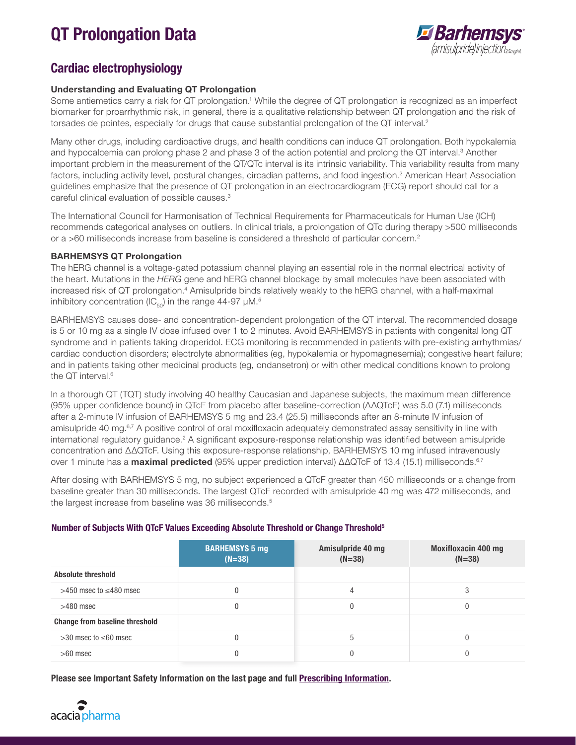# QT Prolongation Data

## Cardiac electrophysiology

### Understanding and Evaluating QT Prolongation

Some antiemetics carry a risk for QT prolongation.[1] While the degree of QT prolongation is recognized as an imperfect biomarker for proarrhythmic risk, in general, there is a qualitative relationship between QT prolongation and the risk of torsades de pointes, especially for drugs that cause substantial prolongation of the QT interval.[2]

Many other drugs, including cardioactive drugs, and health conditions can induce QT prolongation. Both hypokalemia and hypocalcemia can prolong phase 2 and phase 3 of the action potential and prolong the QT interval.[3] Another important problem in the measurement of the QT/QTc interval is its intrinsic variability. This variability results from many factors, including activity level, postural changes, circadian patterns, and food ingestion.[2] American Heart Association guidelines emphasize that the presence of QT prolongation in an electrocardiogram (ECG) report should call for a careful clinical evaluation of possible causes.[3]

The International Council for Harmonisation of Technical Requirements for Pharmaceuticals for Human Use (ICH) recommends categorical analyses on outliers. In clinical trials, a prolongation of QTc during therapy >500 milliseconds or a >60 milliseconds increase from baseline is considered a threshold of particular concern.[2]

### BARHEMSYS QT Prolongation

The hERG channel is a voltage-gated potassium channel playing an essential role in the normal electrical activity of the heart. Mutations in the *HERG* gene and hERG channel blockage by small molecules have been associated with increased risk of QT prolongation.[4] Amisulpride binds relatively weakly to the hERG channel, with a half-maximal inhibitory concentration ($IC_{50}$) in the range 44-97 μM.[5]

BARHEMSYS causes dose- and concentration-dependent prolongation of the QT interval. The recommended dosage is 5 or 10 mg as a single IV dose infused over 1 to 2 minutes. Avoid BARHEMSYS in patients with congenital long QT syndrome and in patients taking droperidol. ECG monitoring is recommended in patients with pre-existing arrhythmias/cardiac conduction disorders; electrolyte abnormalities (eg, hypokalemia or hypomagnesemia); congestive heart failure; and in patients taking other medicinal products (eg, ondansetron) or with other medical conditions known to prolong the QT interval.[6]

In a thorough QT (TQT) study involving 40 healthy Caucasian and Japanese subjects, the maximum mean difference (95% upper confidence bound) in QTcF from placebo after baseline-correction (ΔΔQTcF) was 5.0 (7.1) milliseconds after a 2-minute IV infusion of BARHEMSYS 5 mg and 23.4 (25.5) milliseconds after an 8-minute IV infusion of amisulpride 40 mg.[6,7] A positive control of oral moxifloxacin adequately demonstrated assay sensitivity in line with international regulatory guidance.[2] A significant exposure-response relationship was identified between amisulpride concentration and ΔΔQTcF. Using this exposure-response relationship, BARHEMSYS 10 mg infused intravenously over 1 minute has a **maximal predicted** (95% upper prediction interval) ΔΔQTcF of 13.4 (15.1) milliseconds.[6,7]

After dosing with BARHEMSYS 5 mg, no subject experienced a QTcF greater than 450 milliseconds or a change from baseline greater than 30 milliseconds. The largest QTcF recorded with amisulpride 40 mg was 472 milliseconds, and the largest increase from baseline was 36 milliseconds.[5]

**Number of Subjects With QTcF Values Exceeding Absolute Threshold or Change Threshold[5]**

| | BARHEMSYS 5 mg (N=38) | Amisulpride 40 mg (N=38) | Moxifloxacin 400 mg (N=38) |
|---|---|---|---|
| **Absolute threshold** | | | |
| >450 msec to ≤480 msec | 0 | 4 | 3 |
| >480 msec | 0 | 0 | 0 |
| **Change from baseline threshold** | | | |
| >30 msec to ≤60 msec | 0 | 5 | 0 |
| >60 msec | 0 | 0 | 0 |

**Please see Important Safety Information on the last page and full Prescribing Information.**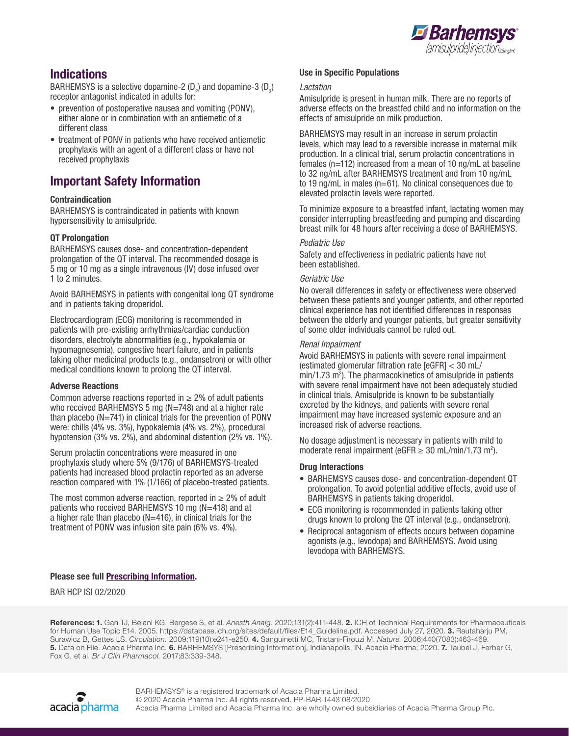## Indications

BARHEMSYS is a selective dopamine-2 ($D_2$) and dopamine-3 ($D_3$) receptor antagonist indicated in adults for:

- prevention of postoperative nausea and vomiting (PONV), either alone or in combination with an antiemetic of a different class
- treatment of PONV in patients who have received antiemetic prophylaxis with an agent of a different class or have not received prophylaxis

## Important Safety Information

**Contraindication**

BARHEMSYS is contraindicated in patients with known hypersensitivity to amisulpride.

**QT Prolongation**

BARHEMSYS causes dose- and concentration-dependent prolongation of the QT interval. The recommended dosage is 5 mg or 10 mg as a single intravenous (IV) dose infused over 1 to 2 minutes.

Avoid BARHEMSYS in patients with congenital long QT syndrome and in patients taking droperidol.

Electrocardiogram (ECG) monitoring is recommended in patients with pre-existing arrhythmias/cardiac conduction disorders, electrolyte abnormalities (e.g., hypokalemia or hypomagnesemia), congestive heart failure, and in patients taking other medicinal products (e.g., ondansetron) or with other medical conditions known to prolong the QT interval.

**Adverse Reactions**

Common adverse reactions reported in ≥ 2% of adult patients who received BARHEMSYS 5 mg (N=748) and at a higher rate than placebo (N=741) in clinical trials for the prevention of PONV were: chills (4% vs. 3%), hypokalemia (4% vs. 2%), procedural hypotension (3% vs. 2%), and abdominal distention (2% vs. 1%).

Serum prolactin concentrations were measured in one prophylaxis study where 5% (9/176) of BARHEMSYS-treated patients had increased blood prolactin reported as an adverse reaction compared with 1% (1/166) of placebo-treated patients.

The most common adverse reaction, reported in ≥ 2% of adult patients who received BARHEMSYS 10 mg (N=418) and at a higher rate than placebo (N=416), in clinical trials for the treatment of PONV was infusion site pain (6% vs. 4%).

**Use in Specific Populations**

*Lactation*

Amisulpride is present in human milk. There are no reports of adverse effects on the breastfed child and no information on the effects of amisulpride on milk production.

BARHEMSYS may result in an increase in serum prolactin levels, which may lead to a reversible increase in maternal milk production. In a clinical trial, serum prolactin concentrations in females (n=112) increased from a mean of 10 ng/mL at baseline to 32 ng/mL after BARHEMSYS treatment and from 10 ng/mL to 19 ng/mL in males (n=61). No clinical consequences due to elevated prolactin levels were reported.

To minimize exposure to a breastfed infant, lactating women may consider interrupting breastfeeding and pumping and discarding breast milk for 48 hours after receiving a dose of BARHEMSYS.

*Pediatric Use*

Safety and effectiveness in pediatric patients have not been established.

*Geriatric Use*

No overall differences in safety or effectiveness were observed between these patients and younger patients, and other reported clinical experience has not identified differences in responses between the elderly and younger patients, but greater sensitivity of some older individuals cannot be ruled out.

*Renal Impairment*

Avoid BARHEMSYS in patients with severe renal impairment (estimated glomerular filtration rate [eGFR] < 30 mL/min/1.73 $m^2$). The pharmacokinetics of amisulpride in patients with severe renal impairment have not been adequately studied in clinical trials. Amisulpride is known to be substantially excreted by the kidneys, and patients with severe renal impairment may have increased systemic exposure and an increased risk of adverse reactions.

No dosage adjustment is necessary in patients with mild to moderate renal impairment (eGFR ≥ 30 mL/min/1.73 $m^2$).

**Drug Interactions**

- BARHEMSYS causes dose- and concentration-dependent QT prolongation. To avoid potential additive effects, avoid use of BARHEMSYS in patients taking droperidol.
- ECG monitoring is recommended in patients taking other drugs known to prolong the QT interval (e.g., ondansetron).
- Reciprocal antagonism of effects occurs between dopamine agonists (e.g., levodopa) and BARHEMSYS. Avoid using levodopa with BARHEMSYS.

**Please see full Prescribing Information.**

BAR HCP ISI 02/2020

**References: 1.** Gan TJ, Belani KG, Bergese S, et al. *Anesth Analg.* 2020;131(2):411-448. **2.** ICH of Technical Requirements for Pharmaceuticals for Human Use Topic E14. 2005. https://database.ich.org/sites/default/files/E14_Guideline.pdf. Accessed July 27, 2020. **3.** Rautaharju PM, Surawicz B, Gettes LS. *Circulation.* 2009;119(10):e241-e250. **4.** Sanguinetti MC, Tristani-Firouzi M. *Nature.* 2006;440(7083):463-469. **5.** Data on File. Acacia Pharma Inc. **6.** BARHEMSYS [Prescribing Information], Indianapolis, IN. Acacia Pharma; 2020. **7.** Taubel J, Ferber G, Fox G, et al. *Br J Clin Pharmacol.* 2017;83:339-348.

BARHEMSYS® is a registered trademark of Acacia Pharma Limited.
© 2020 Acacia Pharma Inc. All rights reserved. PP-BAR-1443 08/2020
Acacia Pharma Limited and Acacia Pharma Inc. are wholly owned subsidiaries of Acacia Pharma Group Plc.